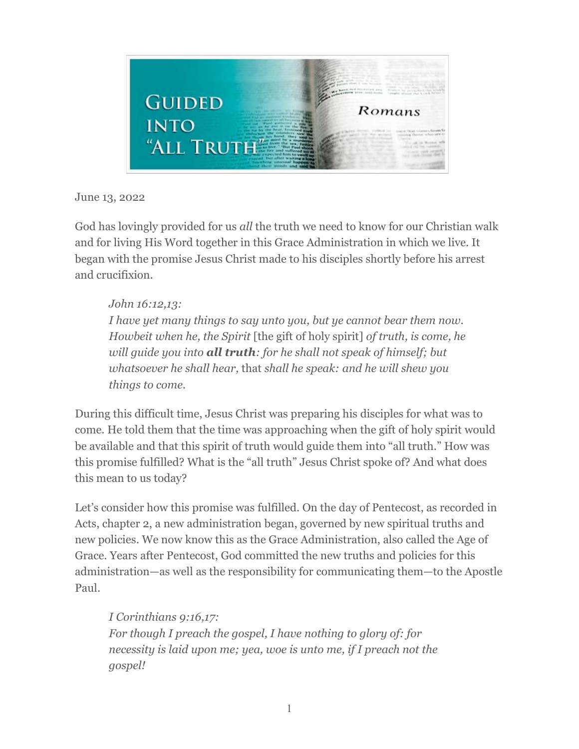June 13, 2022

God has lovingly provided for us *all* the truth we need to know for our Christian walk and for living His Word together in this Grace Administration in which we live. It began with the promise Jesus Christ made to his disciples shortly before his arrest and crucifixion.

> *John 16:12,13:*
> *I have yet many things to say unto you, but ye cannot bear them now. Howbeit when he, the Spirit* [the gift of holy spirit] *of truth, is come, he will guide you into* ***all truth****: for he shall not speak of himself; but whatsoever he shall hear,* that *shall he speak: and he will shew you things to come.*

During this difficult time, Jesus Christ was preparing his disciples for what was to come. He told them that the time was approaching when the gift of holy spirit would be available and that this spirit of truth would guide them into "all truth." How was this promise fulfilled? What is the "all truth" Jesus Christ spoke of? And what does this mean to us today?

Let's consider how this promise was fulfilled. On the day of Pentecost, as recorded in Acts, chapter 2, a new administration began, governed by new spiritual truths and new policies. We now know this as the Grace Administration, also called the Age of Grace. Years after Pentecost, God committed the new truths and policies for this administration—as well as the responsibility for communicating them—to the Apostle Paul.

> *I Corinthians 9:16,17:*
> *For though I preach the gospel, I have nothing to glory of: for necessity is laid upon me; yea, woe is unto me, if I preach not the gospel!*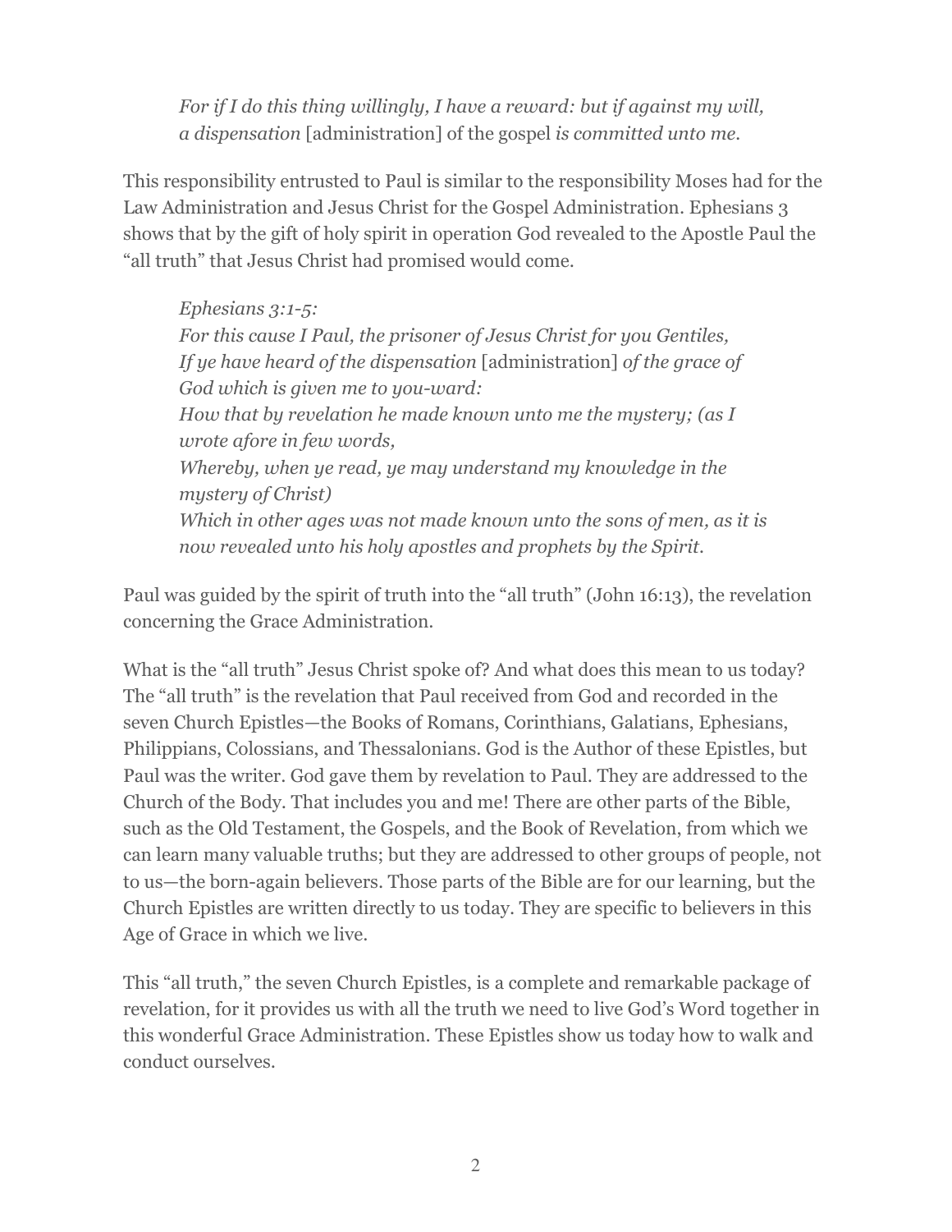> *For if I do this thing willingly, I have a reward: but if against my will, a dispensation* [administration] of the gospel *is committed unto me.*

This responsibility entrusted to Paul is similar to the responsibility Moses had for the Law Administration and Jesus Christ for the Gospel Administration. Ephesians 3 shows that by the gift of holy spirit in operation God revealed to the Apostle Paul the "all truth" that Jesus Christ had promised would come.

> *Ephesians 3:1-5:*
> *For this cause I Paul, the prisoner of Jesus Christ for you Gentiles,*
> *If ye have heard of the dispensation* [administration] *of the grace of God which is given me to you-ward:*
> *How that by revelation he made known unto me the mystery; (as I wrote afore in few words,*
> *Whereby, when ye read, ye may understand my knowledge in the mystery of Christ)*
> *Which in other ages was not made known unto the sons of men, as it is now revealed unto his holy apostles and prophets by the Spirit.*

Paul was guided by the spirit of truth into the "all truth" (John 16:13), the revelation concerning the Grace Administration.

What is the "all truth" Jesus Christ spoke of? And what does this mean to us today? The "all truth" is the revelation that Paul received from God and recorded in the seven Church Epistles—the Books of Romans, Corinthians, Galatians, Ephesians, Philippians, Colossians, and Thessalonians. God is the Author of these Epistles, but Paul was the writer. God gave them by revelation to Paul. They are addressed to the Church of the Body. That includes you and me! There are other parts of the Bible, such as the Old Testament, the Gospels, and the Book of Revelation, from which we can learn many valuable truths; but they are addressed to other groups of people, not to us—the born-again believers. Those parts of the Bible are for our learning, but the Church Epistles are written directly to us today. They are specific to believers in this Age of Grace in which we live.

This "all truth," the seven Church Epistles, is a complete and remarkable package of revelation, for it provides us with all the truth we need to live God's Word together in this wonderful Grace Administration. These Epistles show us today how to walk and conduct ourselves.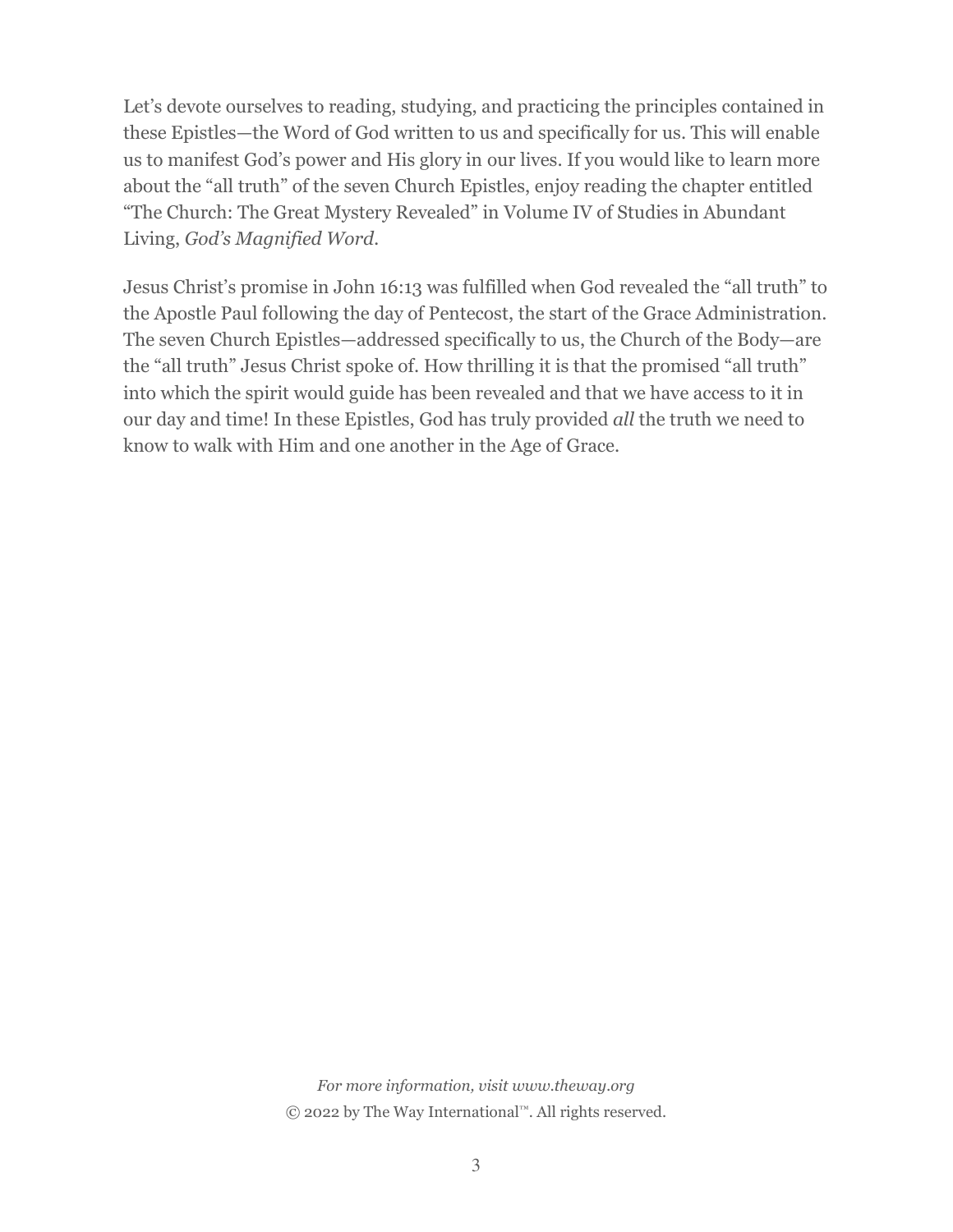Let's devote ourselves to reading, studying, and practicing the principles contained in these Epistles—the Word of God written to us and specifically for us. This will enable us to manifest God's power and His glory in our lives. If you would like to learn more about the "all truth" of the seven Church Epistles, enjoy reading the chapter entitled "The Church: The Great Mystery Revealed" in Volume IV of Studies in Abundant Living, *God's Magnified Word*.

Jesus Christ's promise in John 16:13 was fulfilled when God revealed the "all truth" to the Apostle Paul following the day of Pentecost, the start of the Grace Administration. The seven Church Epistles—addressed specifically to us, the Church of the Body—are the "all truth" Jesus Christ spoke of. How thrilling it is that the promised "all truth" into which the spirit would guide has been revealed and that we have access to it in our day and time! In these Epistles, God has truly provided *all* the truth we need to know to walk with Him and one another in the Age of Grace.

*For more information, visit www.theway.org*

© 2022 by The Way International™. All rights reserved.